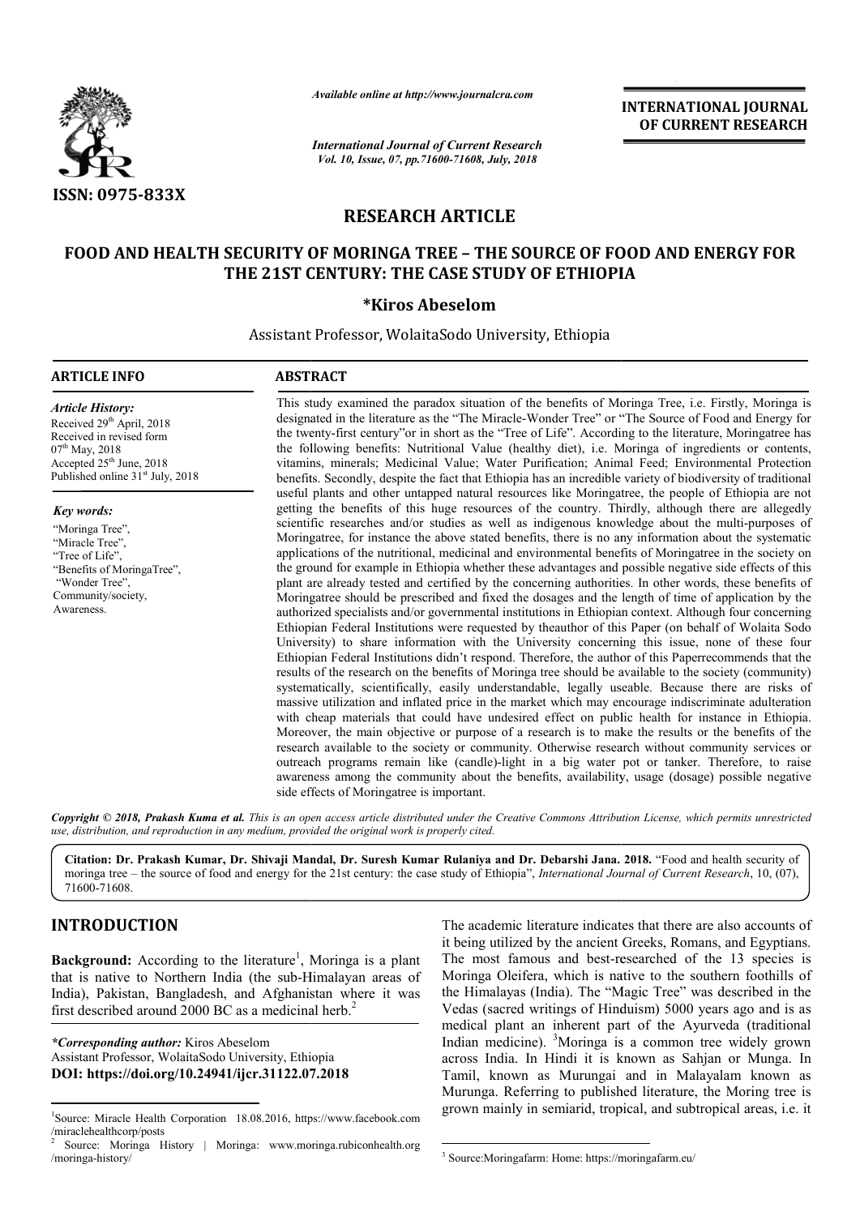*Available online at http://www.journalcra.com*

*International Journal of Current Research*
*Vol. 10, Issue, 07, pp.71600-71608, July, 2018*

**INTERNATIONAL JOURNAL OF CURRENT RESEARCH**

**ISSN: 0975-833X**

# RESEARCH ARTICLE

# FOOD AND HEALTH SECURITY OF MORINGA TREE – THE SOURCE OF FOOD AND ENERGY FOR THE 21ST CENTURY: THE CASE STUDY OF ETHIOPIA

**\*Kiros Abeselom**

Assistant Professor, WolaitaSodo University, Ethiopia

## ARTICLE INFO

*Article History:*

Received 29th April, 2018
Received in revised form 07th May, 2018
Accepted 25th June, 2018
Published online 31st July, 2018

*Key words:*

"Moringa Tree",
"Miracle Tree",
"Tree of Life",
"Benefits of MoringaTree",
"Wonder Tree",
Community/society,
Awareness.

## ABSTRACT

This study examined the paradox situation of the benefits of Moringa Tree, i.e. Firstly, Moringa is designated in the literature as the "The Miracle-Wonder Tree" or "The Source of Food and Energy for the twenty-first century"or in short as the "Tree of Life". According to the literature, Moringatree has the following benefits: Nutritional Value (healthy diet), i.e. Moringa of ingredients or contents, vitamins, minerals; Medicinal Value; Water Purification; Animal Feed; Environmental Protection benefits. Secondly, despite the fact that Ethiopia has an incredible variety of biodiversity of traditional useful plants and other untapped natural resources like Moringatree, the people of Ethiopia are not getting the benefits of this huge resources of the country. Thirdly, although there are allegedly scientific researches and/or studies as well as indigenous knowledge about the multi-purposes of Moringatree, for instance the above stated benefits, there is no any information about the systematic applications of the nutritional, medicinal and environmental benefits of Moringatree in the society on the ground for example in Ethiopia whether these advantages and possible negative side effects of this plant are already tested and certified by the concerning authorities. In other words, these benefits of Moringatree should be prescribed and fixed the dosages and the length of time of application by the authorized specialists and/or governmental institutions in Ethiopian context. Although four concerning Ethiopian Federal Institutions were requested by theauthor of this Paper (on behalf of Wolaita Sodo University) to share information with the University concerning this issue, none of these four Ethiopian Federal Institutions didn't respond. Therefore, the author of this Paperrecommends that the results of the research on the benefits of Moringa tree should be available to the society (community) systematically, scientifically, easily understandable, legally useable. Because there are risks of massive utilization and inflated price in the market which may encourage indiscriminate adulteration with cheap materials that could have undesired effect on public health for instance in Ethiopia. Moreover, the main objective or purpose of a research is to make the results or the benefits of the research available to the society or community. Otherwise research without community services or outreach programs remain like (candle)-light in a big water pot or tanker. Therefore, to raise awareness among the community about the benefits, availability, usage (dosage) possible negative side effects of Moringatree is important.

*Copyright © 2018, Prakash Kuma et al. This is an open access article distributed under the Creative Commons Attribution License, which permits unrestricted use, distribution, and reproduction in any medium, provided the original work is properly cited.*

**Citation: Dr. Prakash Kumar, Dr. Shivaji Mandal, Dr. Suresh Kumar Rulaniya and Dr. Debarshi Jana. 2018.** "Food and health security of moringa tree – the source of food and energy for the 21st century: the case study of Ethiopia", *International Journal of Current Research*, 10, (07), 71600-71608.

# INTRODUCTION

**Background:** According to the literature[1], Moringa is a plant that is native to Northern India (the sub-Himalayan areas of India), Pakistan, Bangladesh, and Afghanistan where it was first described around 2000 BC as a medicinal herb.[2]

The academic literature indicates that there are also accounts of it being utilized by the ancient Greeks, Romans, and Egyptians. The most famous and best-researched of the 13 species is Moringa Oleifera, which is native to the southern foothills of the Himalayas (India). The "Magic Tree" was described in the Vedas (sacred writings of Hinduism) 5000 years ago and is as medical plant an inherent part of the Ayurveda (traditional Indian medicine). [3]Moringa is a common tree widely grown across India. In Hindi it is known as Sahjan or Munga. In Tamil, known as Murungai and in Malayalam known as Murunga. Referring to published literature, the Moring tree is grown mainly in semiarid, tropical, and subtropical areas, i.e. it

*\*Corresponding author:* Kiros Abeselom
Assistant Professor, WolaitaSodo University, Ethiopia
**DOI: https://doi.org/10.24941/ijcr.31122.07.2018**

[1] Source: Miracle Health Corporation 18.08.2016, https://www.facebook.com/miraclehealthcorp/posts

[2] Source: Moringa History | Moringa: www.moringa.rubiconhealth.org/moringa-history/

[3] Source:Moringafarm: Home: https://moringafarm.eu/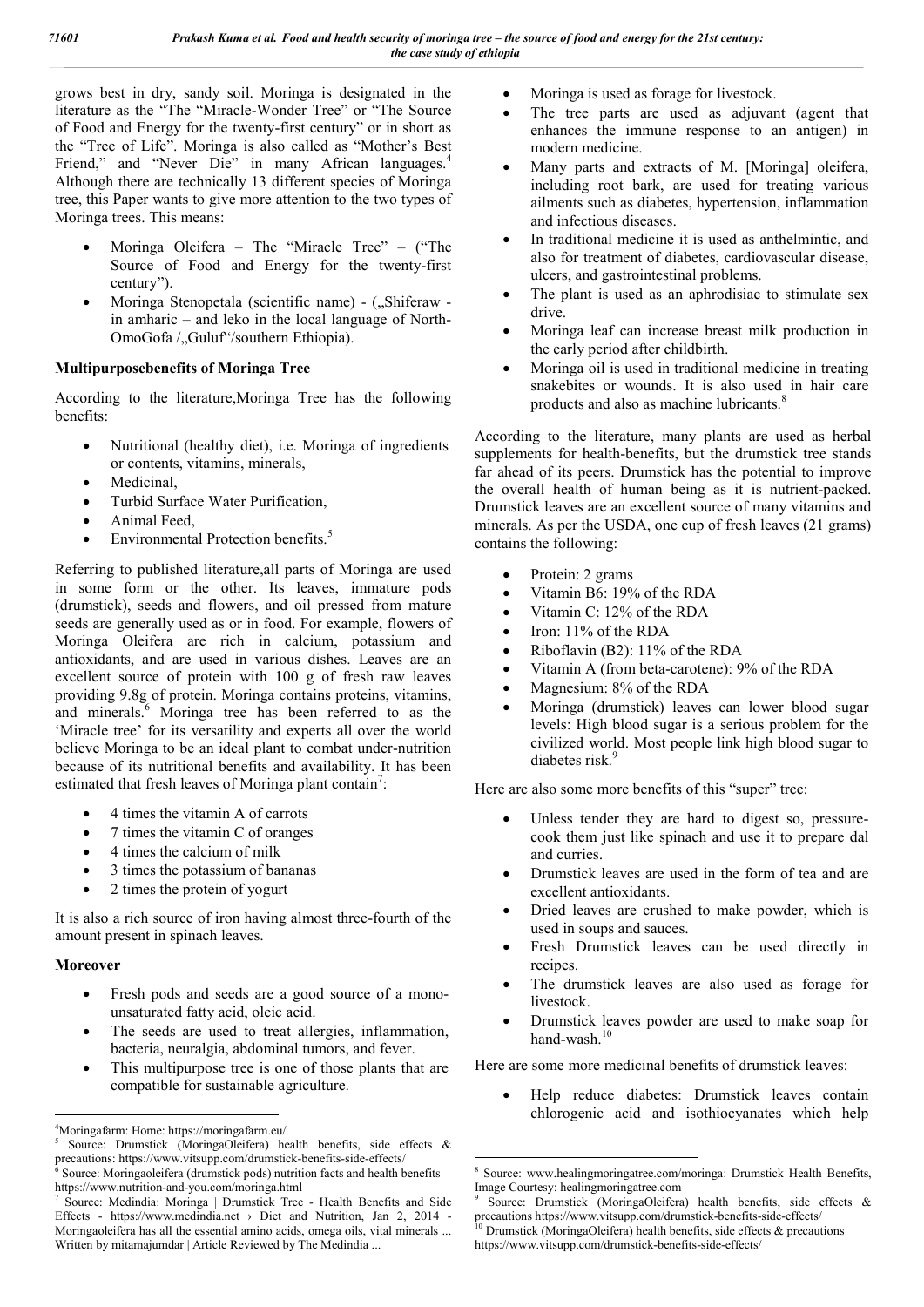grows best in dry, sandy soil. Moringa is designated in the literature as the "The "Miracle-Wonder Tree" or "The Source of Food and Energy for the twenty-first century" or in short as the "Tree of Life". Moringa is also called as "Mother's Best Friend," and "Never Die" in many African languages.[4] Although there are technically 13 different species of Moringa tree, this Paper wants to give more attention to the two types of Moringa trees. This means:

- Moringa Oleifera – The "Miracle Tree" – ("The Source of Food and Energy for the twenty-first century").
- Moringa Stenopetala (scientific name) - („Shiferaw - in amharic – and leko in the local language of North-OmoGofa /„Guluf"/southern Ethiopia).

**Multipurposebenefits of Moringa Tree**

According to the literature,Moringa Tree has the following benefits:

- Nutritional (healthy diet), i.e. Moringa of ingredients or contents, vitamins, minerals,
- Medicinal,
- Turbid Surface Water Purification,
- Animal Feed,
- Environmental Protection benefits.[5]

Referring to published literature,all parts of Moringa are used in some form or the other. Its leaves, immature pods (drumstick), seeds and flowers, and oil pressed from mature seeds are generally used as or in food. For example, flowers of Moringa Oleifera are rich in calcium, potassium and antioxidants, and are used in various dishes. Leaves are an excellent source of protein with 100 g of fresh raw leaves providing 9.8g of protein. Moringa contains proteins, vitamins, and minerals.[6] Moringa tree has been referred to as the 'Miracle tree' for its versatility and experts all over the world believe Moringa to be an ideal plant to combat under-nutrition because of its nutritional benefits and availability. It has been estimated that fresh leaves of Moringa plant contain[7]:

- 4 times the vitamin A of carrots
- 7 times the vitamin C of oranges
- 4 times the calcium of milk
- 3 times the potassium of bananas
- 2 times the protein of yogurt

It is also a rich source of iron having almost three-fourth of the amount present in spinach leaves.

**Moreover**

- Fresh pods and seeds are a good source of a mono-unsaturated fatty acid, oleic acid.
- The seeds are used to treat allergies, inflammation, bacteria, neuralgia, abdominal tumors, and fever.
- This multipurpose tree is one of those plants that are compatible for sustainable agriculture.
- Moringa is used as forage for livestock.
- The tree parts are used as adjuvant (agent that enhances the immune response to an antigen) in modern medicine.
- Many parts and extracts of M. [Moringa] oleifera, including root bark, are used for treating various ailments such as diabetes, hypertension, inflammation and infectious diseases.
- In traditional medicine it is used as anthelmintic, and also for treatment of diabetes, cardiovascular disease, ulcers, and gastrointestinal problems.
- The plant is used as an aphrodisiac to stimulate sex drive.
- Moringa leaf can increase breast milk production in the early period after childbirth.
- Moringa oil is used in traditional medicine in treating snakebites or wounds. It is also used in hair care products and also as machine lubricants.[8]

According to the literature, many plants are used as herbal supplements for health-benefits, but the drumstick tree stands far ahead of its peers. Drumstick has the potential to improve the overall health of human being as it is nutrient-packed. Drumstick leaves are an excellent source of many vitamins and minerals. As per the USDA, one cup of fresh leaves (21 grams) contains the following:

- Protein: 2 grams
- Vitamin B6: 19% of the RDA
- Vitamin C: 12% of the RDA
- Iron: 11% of the RDA
- Riboflavin (B2): 11% of the RDA
- Vitamin A (from beta-carotene): 9% of the RDA
- Magnesium: 8% of the RDA
- Moringa (drumstick) leaves can lower blood sugar levels: High blood sugar is a serious problem for the civilized world. Most people link high blood sugar to diabetes risk.[9]

Here are also some more benefits of this "super" tree:

- Unless tender they are hard to digest so, pressure-cook them just like spinach and use it to prepare dal and curries.
- Drumstick leaves are used in the form of tea and are excellent antioxidants.
- Dried leaves are crushed to make powder, which is used in soups and sauces.
- Fresh Drumstick leaves can be used directly in recipes.
- The drumstick leaves are also used as forage for livestock.
- Drumstick leaves powder are used to make soap for hand-wash.[10]

Here are some more medicinal benefits of drumstick leaves:

- Help reduce diabetes: Drumstick leaves contain chlorogenic acid and isothiocyanates which help

---

[4] Moringafarm: Home: https://moringafarm.eu/

[5] Source: Drumstick (MoringaOleifera) health benefits, side effects & precautions: https://www.vitsupp.com/drumstick-benefits-side-effects/

[6] Source: Moringaoleifera (drumstick pods) nutrition facts and health benefits https://www.nutrition-and-you.com/moringa.html

[7] Source: Medindia: Moringa | Drumstick Tree - Health Benefits and Side Effects - https://www.medindia.net › Diet and Nutrition, Jan 2, 2014 - Moringaoleifera has all the essential amino acids, omega oils, vital minerals ... Written by mitamajumdar | Article Reviewed by The Medindia ...

[8] Source: www.healingmoringatree.com/moringa: Drumstick Health Benefits, Image Courtesy: healingmoringatree.com

[9] Source: Drumstick (MoringaOleifera) health benefits, side effects & precautions https://www.vitsupp.com/drumstick-benefits-side-effects/

[10] Drumstick (MoringaOleifera) health benefits, side effects & precautions https://www.vitsupp.com/drumstick-benefits-side-effects/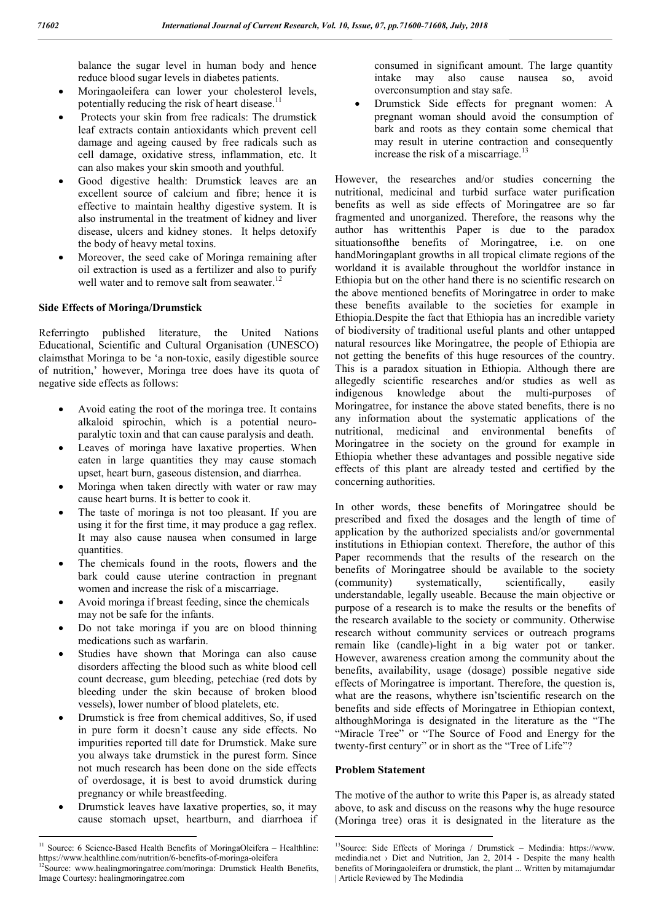balance the sugar level in human body and hence reduce blood sugar levels in diabetes patients.

- Moringaoleifera can lower your cholesterol levels, potentially reducing the risk of heart disease.[11]
- Protects your skin from free radicals: The drumstick leaf extracts contain antioxidants which prevent cell damage and ageing caused by free radicals such as cell damage, oxidative stress, inflammation, etc. It can also makes your skin smooth and youthful.
- Good digestive health: Drumstick leaves are an excellent source of calcium and fibre; hence it is effective to maintain healthy digestive system. It is also instrumental in the treatment of kidney and liver disease, ulcers and kidney stones. It helps detoxify the body of heavy metal toxins.
- Moreover, the seed cake of Moringa remaining after oil extraction is used as a fertilizer and also to purify well water and to remove salt from seawater.[12]

## Side Effects of Moringa/Drumstick

Referringto published literature, the United Nations Educational, Scientific and Cultural Organisation (UNESCO) claimsthat Moringa to be 'a non-toxic, easily digestible source of nutrition,' however, Moringa tree does have its quota of negative side effects as follows:

- Avoid eating the root of the moringa tree. It contains alkaloid spirochin, which is a potential neuro-paralytic toxin and that can cause paralysis and death.
- Leaves of moringa have laxative properties. When eaten in large quantities they may cause stomach upset, heart burn, gaseous distension, and diarrhea.
- Moringa when taken directly with water or raw may cause heart burns. It is better to cook it.
- The taste of moringa is not too pleasant. If you are using it for the first time, it may produce a gag reflex. It may also cause nausea when consumed in large quantities.
- The chemicals found in the roots, flowers and the bark could cause uterine contraction in pregnant women and increase the risk of a miscarriage.
- Avoid moringa if breast feeding, since the chemicals may not be safe for the infants.
- Do not take moringa if you are on blood thinning medications such as warfarin.
- Studies have shown that Moringa can also cause disorders affecting the blood such as white blood cell count decrease, gum bleeding, petechiae (red dots by bleeding under the skin because of broken blood vessels), lower number of blood platelets, etc.
- Drumstick is free from chemical additives, So, if used in pure form it doesn't cause any side effects. No impurities reported till date for Drumstick. Make sure you always take drumstick in the purest form. Since not much research has been done on the side effects of overdosage, it is best to avoid drumstick during pregnancy or while breastfeeding.
- Drumstick leaves have laxative properties, so, it may cause stomach upset, heartburn, and diarrhoea if consumed in significant amount. The large quantity intake may also cause nausea so, avoid overconsumption and stay safe.
- Drumstick Side effects for pregnant women: A pregnant woman should avoid the consumption of bark and roots as they contain some chemical that may result in uterine contraction and consequently increase the risk of a miscarriage.[13]

However, the researches and/or studies concerning the nutritional, medicinal and turbid surface water purification benefits as well as side effects of Moringatree are so far fragmented and unorganized. Therefore, the reasons why the author has writtenthis Paper is due to the paradox situationsofthe benefits of Moringatree, i.e. on one handMoringaplant growths in all tropical climate regions of the worldand it is available throughout the worldfor instance in Ethiopia but on the other hand there is no scientific research on the above mentioned benefits of Moringatree in order to make these benefits available to the societies for example in Ethiopia.Despite the fact that Ethiopia has an incredible variety of biodiversity of traditional useful plants and other untapped natural resources like Moringatree, the people of Ethiopia are not getting the benefits of this huge resources of the country. This is a paradox situation in Ethiopia. Although there are allegedly scientific researches and/or studies as well as indigenous knowledge about the multi-purposes of Moringatree, for instance the above stated benefits, there is no any information about the systematic applications of the nutritional, medicinal and environmental benefits of Moringatree in the society on the ground for example in Ethiopia whether these advantages and possible negative side effects of this plant are already tested and certified by the concerning authorities.

In other words, these benefits of Moringatree should be prescribed and fixed the dosages and the length of time of application by the authorized specialists and/or governmental institutions in Ethiopian context. Therefore, the author of this Paper recommends that the results of the research on the benefits of Moringatree should be available to the society (community) systematically, scientifically, easily understandable, legally useable. Because the main objective or purpose of a research is to make the results or the benefits of the research available to the society or community. Otherwise research without community services or outreach programs remain like (candle)-light in a big water pot or tanker. However, awareness creation among the community about the benefits, availability, usage (dosage) possible negative side effects of Moringatree is important. Therefore, the question is, what are the reasons, whythere isn'tscientific research on the benefits and side effects of Moringatree in Ethiopian context, althoughMoringa is designated in the literature as the "The "Miracle Tree" or "The Source of Food and Energy for the twenty-first century" or in short as the "Tree of Life"?

## Problem Statement

The motive of the author to write this Paper is, as already stated above, to ask and discuss on the reasons why the huge resource (Moringa tree) oras it is designated in the literature as the

---

[11] Source: 6 Science-Based Health Benefits of MoringaOleifera – Healthline: https://www.healthline.com/nutrition/6-benefits-of-moringa-oleifera

[12] Source: www.healingmoringatree.com/moringa: Drumstick Health Benefits, Image Courtesy: healingmoringatree.com

[13] Source: Side Effects of Moringa / Drumstick – Medindia: https://www.medindia.net › Diet and Nutrition, Jan 2, 2014 - Despite the many health benefits of Moringaoleifera or drumstick, the plant ... Written by mitamajumdar | Article Reviewed by The Medindia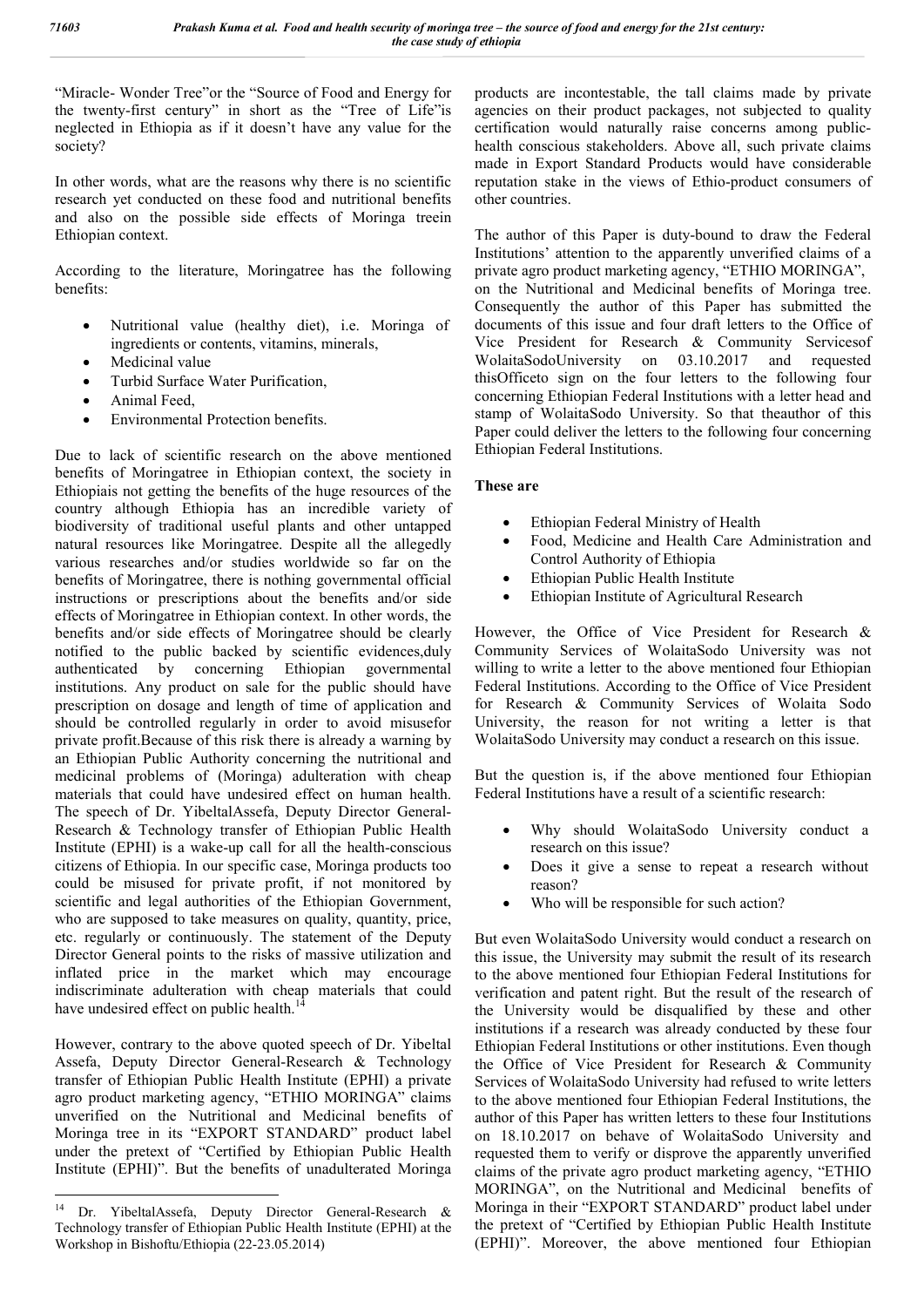"Miracle- Wonder Tree"or the "Source of Food and Energy for the twenty-first century" in short as the "Tree of Life"is neglected in Ethiopia as if it doesn't have any value for the society?

In other words, what are the reasons why there is no scientific research yet conducted on these food and nutritional benefits and also on the possible side effects of Moringa treein Ethiopian context.

According to the literature, Moringatree has the following benefits:

- Nutritional value (healthy diet), i.e. Moringa of ingredients or contents, vitamins, minerals,
- Medicinal value
- Turbid Surface Water Purification,
- Animal Feed,
- Environmental Protection benefits.

Due to lack of scientific research on the above mentioned benefits of Moringatree in Ethiopian context, the society in Ethiopiais not getting the benefits of the huge resources of the country although Ethiopia has an incredible variety of biodiversity of traditional useful plants and other untapped natural resources like Moringatree. Despite all the allegedly various researches and/or studies worldwide so far on the benefits of Moringatree, there is nothing governmental official instructions or prescriptions about the benefits and/or side effects of Moringatree in Ethiopian context. In other words, the benefits and/or side effects of Moringatree should be clearly notified to the public backed by scientific evidences,duly authenticated by concerning Ethiopian governmental institutions. Any product on sale for the public should have prescription on dosage and length of time of application and should be controlled regularly in order to avoid misusefor private profit.Because of this risk there is already a warning by an Ethiopian Public Authority concerning the nutritional and medicinal problems of (Moringa) adulteration with cheap materials that could have undesired effect on human health. The speech of Dr. YibeltalAssefa, Deputy Director General-Research & Technology transfer of Ethiopian Public Health Institute (EPHI) is a wake-up call for all the health-conscious citizens of Ethiopia. In our specific case, Moringa products too could be misused for private profit, if not monitored by scientific and legal authorities of the Ethiopian Government, who are supposed to take measures on quality, quantity, price, etc. regularly or continuously. The statement of the Deputy Director General points to the risks of massive utilization and inflated price in the market which may encourage indiscriminate adulteration with cheap materials that could have undesired effect on public health.[14]

However, contrary to the above quoted speech of Dr. Yibeltal Assefa, Deputy Director General-Research & Technology transfer of Ethiopian Public Health Institute (EPHI) a private agro product marketing agency, "ETHIO MORINGA" claims unverified on the Nutritional and Medicinal benefits of Moringa tree in its "EXPORT STANDARD" product label under the pretext of "Certified by Ethiopian Public Health Institute (EPHI)". But the benefits of unadulterated Moringa products are incontestable, the tall claims made by private agencies on their product packages, not subjected to quality certification would naturally raise concerns among public-health conscious stakeholders. Above all, such private claims made in Export Standard Products would have considerable reputation stake in the views of Ethio-product consumers of other countries.

The author of this Paper is duty-bound to draw the Federal Institutions' attention to the apparently unverified claims of a private agro product marketing agency, "ETHIO MORINGA", on the Nutritional and Medicinal benefits of Moringa tree. Consequently the author of this Paper has submitted the documents of this issue and four draft letters to the Office of Vice President for Research & Community Servicesof WolaitaSodoUniversity on 03.10.2017 and requested thisOfficeto sign on the four letters to the following four concerning Ethiopian Federal Institutions with a letter head and stamp of WolaitaSodo University. So that theauthor of this Paper could deliver the letters to the following four concerning Ethiopian Federal Institutions.

**These are**

- Ethiopian Federal Ministry of Health
- Food, Medicine and Health Care Administration and Control Authority of Ethiopia
- Ethiopian Public Health Institute
- Ethiopian Institute of Agricultural Research

However, the Office of Vice President for Research & Community Services of WolaitaSodo University was not willing to write a letter to the above mentioned four Ethiopian Federal Institutions. According to the Office of Vice President for Research & Community Services of Wolaita Sodo University, the reason for not writing a letter is that WolaitaSodo University may conduct a research on this issue.

But the question is, if the above mentioned four Ethiopian Federal Institutions have a result of a scientific research:

- Why should WolaitaSodo University conduct a research on this issue?
- Does it give a sense to repeat a research without reason?
- Who will be responsible for such action?

But even WolaitaSodo University would conduct a research on this issue, the University may submit the result of its research to the above mentioned four Ethiopian Federal Institutions for verification and patent right. But the result of the research of the University would be disqualified by these and other institutions if a research was already conducted by these four Ethiopian Federal Institutions or other institutions. Even though the Office of Vice President for Research & Community Services of WolaitaSodo University had refused to write letters to the above mentioned four Ethiopian Federal Institutions, the author of this Paper has written letters to these four Institutions on 18.10.2017 on behave of WolaitaSodo University and requested them to verify or disprove the apparently unverified claims of the private agro product marketing agency, "ETHIO MORINGA", on the Nutritional and Medicinal benefits of Moringa in their "EXPORT STANDARD" product label under the pretext of "Certified by Ethiopian Public Health Institute (EPHI)". Moreover, the above mentioned four Ethiopian

[14] Dr. YibeltalAssefa, Deputy Director General-Research & Technology transfer of Ethiopian Public Health Institute (EPHI) at the Workshop in Bishoftu/Ethiopia (22-23.05.2014)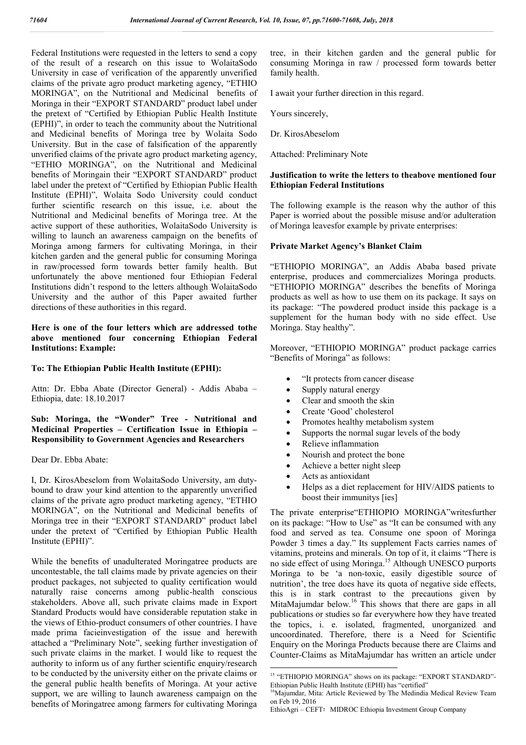Federal Institutions were requested in the letters to send a copy of the result of a research on this issue to WolaitaSodo University in case of verification of the apparently unverified claims of the private agro product marketing agency, "ETHIO MORINGA", on the Nutritional and Medicinal benefits of Moringa in their "EXPORT STANDARD" product label under the pretext of "Certified by Ethiopian Public Health Institute (EPHI)", in order to teach the community about the Nutritional and Medicinal benefits of Moringa tree by Wolaita Sodo University. But in the case of falsification of the apparently unverified claims of the private agro product marketing agency, "ETHIO MORINGA", on the Nutritional and Medicinal benefits of Moringain their "EXPORT STANDARD" product label under the pretext of "Certified by Ethiopian Public Health Institute (EPHI)", Wolaita Sodo University could conduct further scientific research on this issue, i.e. about the Nutritional and Medicinal benefits of Moringa tree. At the active support of these authorities, WolaitaSodo University is willing to launch an awareness campaign on the benefits of Moringa among farmers for cultivating Moringa, in their kitchen garden and the general public for consuming Moringa in raw/processed form towards better family health. But unfortunately the above mentioned four Ethiopian Federal Institutions didn't respond to the letters although WolaitaSodo University and the author of this Paper awaited further directions of these authorities in this regard.

**Here is one of the four letters which are addressed tothe above mentioned four concerning Ethiopian Federal Institutions: Example:**

**To: The Ethiopian Public Health Institute (EPHI):**

Attn: Dr. Ebba Abate (Director General) - Addis Ababa – Ethiopia, date: 18.10.2017

**Sub: Moringa, the "Wonder" Tree - Nutritional and Medicinal Properties – Certification Issue in Ethiopia – Responsibility to Government Agencies and Researchers**

Dear Dr. Ebba Abate:

I, Dr. KirosAbeselom from WolaitaSodo University, am duty-bound to draw your kind attention to the apparently unverified claims of the private agro product marketing agency, "ETHIO MORINGA", on the Nutritional and Medicinal benefits of Moringa tree in their "EXPORT STANDARD" product label under the pretext of "Certified by Ethiopian Public Health Institute (EPHI)".

While the benefits of unadulterated Moringatree products are uncontestable, the tall claims made by private agencies on their product packages, not subjected to quality certification would naturally raise concerns among public-health conscious stakeholders. Above all, such private claims made in Export Standard Products would have considerable reputation stake in the views of Ethio-product consumers of other countries. I have made prima facieinvestigation of the issue and herewith attached a "Preliminary Note", seeking further investigation of such private claims in the market. I would like to request the authority to inform us of any further scientific enquiry/research to be conducted by the university either on the private claims or the general public health benefits of Moringa. At your active support, we are willing to launch awareness campaign on the benefits of Moringatree among farmers for cultivating Moringa tree, in their kitchen garden and the general public for consuming Moringa in raw / processed form towards better family health.

I await your further direction in this regard.

Yours sincerely,

Dr. KirosAbeselom

Attached: Preliminary Note

**Justification to write the letters to theabove mentioned four Ethiopian Federal Institutions**

The following example is the reason why the author of this Paper is worried about the possible misuse and/or adulteration of Moringa leavesfor example by private enterprises:

**Private Market Agency's Blanket Claim**

"ETHIOPIO MORINGA", an Addis Ababa based private enterprise, produces and commercializes Moringa products. "ETHIOPIO MORINGA" describes the benefits of Moringa products as well as how to use them on its package. It says on its package: "The powdered product inside this package is a supplement for the human body with no side effect. Use Moringa. Stay healthy".

Moreover, "ETHIOPIO MORINGA" product package carries "Benefits of Moringa" as follows:

- "It protects from cancer disease
- Supply natural energy
- Clear and smooth the skin
- Create 'Good' cholesterol
- Promotes healthy metabolism system
- Supports the normal sugar levels of the body
- Relieve inflammation
- Nourish and protect the bone
- Achieve a better night sleep
- Acts as antioxidant
- Helps as a diet replacement for HIV/AIDS patients to boost their immunitys [ies]

The private enterprise"ETHIOPIO MORINGA"writesfurther on its package: "How to Use" as "It can be consumed with any food and served as tea. Consume one spoon of Moringa Powder 3 times a day." Its supplement Facts carries names of vitamins, proteins and minerals. On top of it, it claims "There is no side effect of using Moringa.[15] Although UNESCO purports Moringa to be 'a non-toxic, easily digestible source of nutrition', the tree does have its quota of negative side effects, this is in stark contrast to the precautions given by MitaMajumdar below.[16] This shows that there are gaps in all publications or studies so far everywhere how they have treated the topics, i. e. isolated, fragmented, unorganized and uncoordinated. Therefore, there is a Need for Scientific Enquiry on the Moringa Products because there are Claims and Counter-Claims as MitaMajumdar has written an article under

[15] "ETHIOPIO MORINGA" shows on its package: "EXPORT STANDARD"- Ethiopian Public Health Institute (EPHI) has "certified"

[16] Majumdar, Mita: Article Reviewed by The Medindia Medical Review Team on Feb 19, 2016

EthioAgri – CEFT：MIDROC Ethiopia Investment Group Company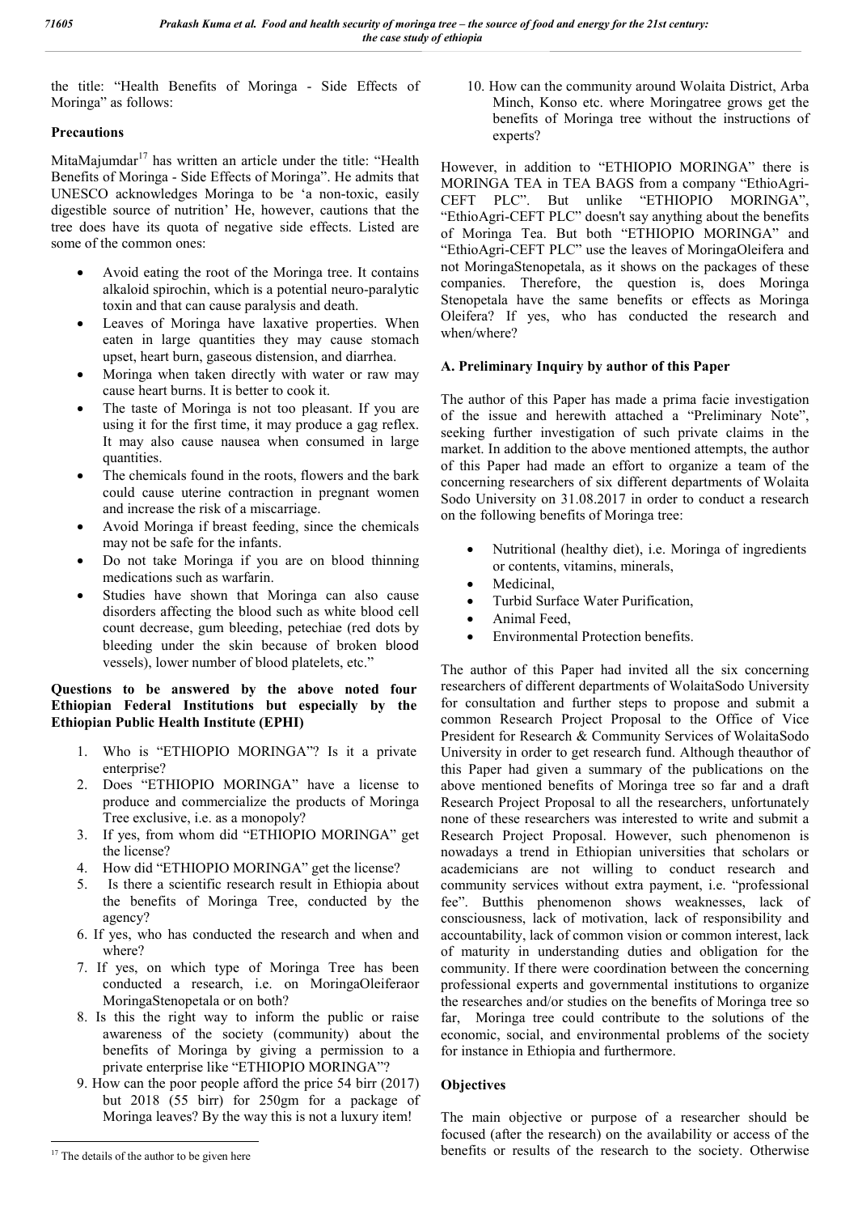the title: "Health Benefits of Moringa - Side Effects of Moringa" as follows:

**Precautions**

MitaMajumdar[17] has written an article under the title: "Health Benefits of Moringa - Side Effects of Moringa". He admits that UNESCO acknowledges Moringa to be 'a non-toxic, easily digestible source of nutrition' He, however, cautions that the tree does have its quota of negative side effects. Listed are some of the common ones:

- Avoid eating the root of the Moringa tree. It contains alkaloid spirochin, which is a potential neuro-paralytic toxin and that can cause paralysis and death.
- Leaves of Moringa have laxative properties. When eaten in large quantities they may cause stomach upset, heart burn, gaseous distension, and diarrhea.
- Moringa when taken directly with water or raw may cause heart burns. It is better to cook it.
- The taste of Moringa is not too pleasant. If you are using it for the first time, it may produce a gag reflex. It may also cause nausea when consumed in large quantities.
- The chemicals found in the roots, flowers and the bark could cause uterine contraction in pregnant women and increase the risk of a miscarriage.
- Avoid Moringa if breast feeding, since the chemicals may not be safe for the infants.
- Do not take Moringa if you are on blood thinning medications such as warfarin.
- Studies have shown that Moringa can also cause disorders affecting the blood such as white blood cell count decrease, gum bleeding, petechiae (red dots by bleeding under the skin because of broken blood vessels), lower number of blood platelets, etc."

**Questions to be answered by the above noted four Ethiopian Federal Institutions but especially by the Ethiopian Public Health Institute (EPHI)**

1. Who is "ETHIOPIO MORINGA"? Is it a private enterprise?
2. Does "ETHIOPIO MORINGA" have a license to produce and commercialize the products of Moringa Tree exclusive, i.e. as a monopoly?
3. If yes, from whom did "ETHIOPIO MORINGA" get the license?
4. How did "ETHIOPIO MORINGA" get the license?
5. Is there a scientific research result in Ethiopia about the benefits of Moringa Tree, conducted by the agency?
6. If yes, who has conducted the research and when and where?
7. If yes, on which type of Moringa Tree has been conducted a research, i.e. on MoringaOleiferaor MoringaStenopetala or on both?
8. Is this the right way to inform the public or raise awareness of the society (community) about the benefits of Moringa by giving a permission to a private enterprise like "ETHIOPIO MORINGA"?
9. How can the poor people afford the price 54 birr (2017) but 2018 (55 birr) for 250gm for a package of Moringa leaves? By the way this is not a luxury item!
10. How can the community around Wolaita District, Arba Minch, Konso etc. where Moringatree grows get the benefits of Moringa tree without the instructions of experts?

However, in addition to "ETHIOPIO MORINGA" there is MORINGA TEA in TEA BAGS from a company "EthioAgri-CEFT PLC". But unlike "ETHIOPIO MORINGA", "EthioAgri-CEFT PLC" doesn't say anything about the benefits of Moringa Tea. But both "ETHIOPIO MORINGA" and "EthioAgri-CEFT PLC" use the leaves of MoringaOleifera and not MoringaStenopetala, as it shows on the packages of these companies. Therefore, the question is, does Moringa Stenopetala have the same benefits or effects as Moringa Oleifera? If yes, who has conducted the research and when/where?

**A. Preliminary Inquiry by author of this Paper**

The author of this Paper has made a prima facie investigation of the issue and herewith attached a "Preliminary Note", seeking further investigation of such private claims in the market. In addition to the above mentioned attempts, the author of this Paper had made an effort to organize a team of the concerning researchers of six different departments of Wolaita Sodo University on 31.08.2017 in order to conduct a research on the following benefits of Moringa tree:

- Nutritional (healthy diet), i.e. Moringa of ingredients or contents, vitamins, minerals,
- Medicinal,
- Turbid Surface Water Purification,
- Animal Feed,
- Environmental Protection benefits.

The author of this Paper had invited all the six concerning researchers of different departments of WolaitaSodo University for consultation and further steps to propose and submit a common Research Project Proposal to the Office of Vice President for Research & Community Services of WolaitaSodo University in order to get research fund. Although theauthor of this Paper had given a summary of the publications on the above mentioned benefits of Moringa tree so far and a draft Research Project Proposal to all the researchers, unfortunately none of these researchers was interested to write and submit a Research Project Proposal. However, such phenomenon is nowadays a trend in Ethiopian universities that scholars or academicians are not willing to conduct research and community services without extra payment, i.e. "professional fee". Butthis phenomenon shows weaknesses, lack of consciousness, lack of motivation, lack of responsibility and accountability, lack of common vision or common interest, lack of maturity in understanding duties and obligation for the community. If there were coordination between the concerning professional experts and governmental institutions to organize the researches and/or studies on the benefits of Moringa tree so far, Moringa tree could contribute to the solutions of the economic, social, and environmental problems of the society for instance in Ethiopia and furthermore.

**Objectives**

The main objective or purpose of a researcher should be focused (after the research) on the availability or access of the benefits or results of the research to the society. Otherwise

[17] The details of the author to be given here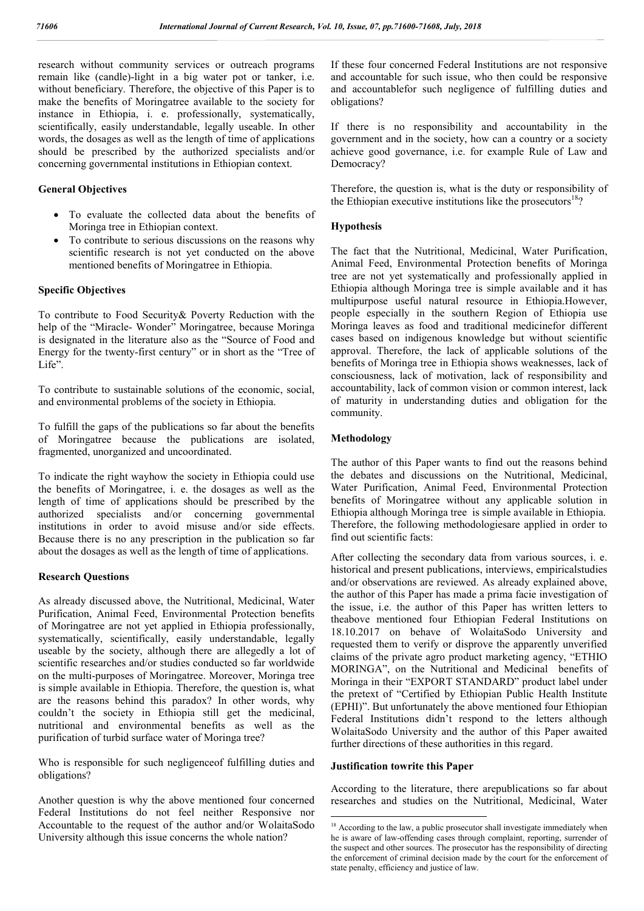research without community services or outreach programs remain like (candle)-light in a big water pot or tanker, i.e. without beneficiary. Therefore, the objective of this Paper is to make the benefits of Moringatree available to the society for instance in Ethiopia, i. e. professionally, systematically, scientifically, easily understandable, legally useable. In other words, the dosages as well as the length of time of applications should be prescribed by the authorized specialists and/or concerning governmental institutions in Ethiopian context.

### General Objectives

- To evaluate the collected data about the benefits of Moringa tree in Ethiopian context.
- To contribute to serious discussions on the reasons why scientific research is not yet conducted on the above mentioned benefits of Moringatree in Ethiopia.

### Specific Objectives

To contribute to Food Security& Poverty Reduction with the help of the "Miracle- Wonder" Moringatree, because Moringa is designated in the literature also as the "Source of Food and Energy for the twenty-first century" or in short as the "Tree of Life".

To contribute to sustainable solutions of the economic, social, and environmental problems of the society in Ethiopia.

To fulfill the gaps of the publications so far about the benefits of Moringatree because the publications are isolated, fragmented, unorganized and uncoordinated.

To indicate the right wayhow the society in Ethiopia could use the benefits of Moringatree, i. e. the dosages as well as the length of time of applications should be prescribed by the authorized specialists and/or concerning governmental institutions in order to avoid misuse and/or side effects. Because there is no any prescription in the publication so far about the dosages as well as the length of time of applications.

### Research Questions

As already discussed above, the Nutritional, Medicinal, Water Purification, Animal Feed, Environmental Protection benefits of Moringatree are not yet applied in Ethiopia professionally, systematically, scientifically, easily understandable, legally useable by the society, although there are allegedly a lot of scientific researches and/or studies conducted so far worldwide on the multi-purposes of Moringatree. Moreover, Moringa tree is simple available in Ethiopia. Therefore, the question is, what are the reasons behind this paradox? In other words, why couldn't the society in Ethiopia still get the medicinal, nutritional and environmental benefits as well as the purification of turbid surface water of Moringa tree?

Who is responsible for such negligenceof fulfilling duties and obligations?

Another question is why the above mentioned four concerned Federal Institutions do not feel neither Responsive nor Accountable to the request of the author and/or WolaitaSodo University although this issue concerns the whole nation?

If these four concerned Federal Institutions are not responsive and accountable for such issue, who then could be responsive and accountablefor such negligence of fulfilling duties and obligations?

If there is no responsibility and accountability in the government and in the society, how can a country or a society achieve good governance, i.e. for example Rule of Law and Democracy?

Therefore, the question is, what is the duty or responsibility of the Ethiopian executive institutions like the prosecutors[18]?

### Hypothesis

The fact that the Nutritional, Medicinal, Water Purification, Animal Feed, Environmental Protection benefits of Moringa tree are not yet systematically and professionally applied in Ethiopia although Moringa tree is simple available and it has multipurpose useful natural resource in Ethiopia.However, people especially in the southern Region of Ethiopia use Moringa leaves as food and traditional medicinefor different cases based on indigenous knowledge but without scientific approval. Therefore, the lack of applicable solutions of the benefits of Moringa tree in Ethiopia shows weaknesses, lack of consciousness, lack of motivation, lack of responsibility and accountability, lack of common vision or common interest, lack of maturity in understanding duties and obligation for the community.

### Methodology

The author of this Paper wants to find out the reasons behind the debates and discussions on the Nutritional, Medicinal, Water Purification, Animal Feed, Environmental Protection benefits of Moringatree without any applicable solution in Ethiopia although Moringa tree is simple available in Ethiopia. Therefore, the following methodologiesare applied in order to find out scientific facts:

After collecting the secondary data from various sources, i. e. historical and present publications, interviews, empiricalstudies and/or observations are reviewed. As already explained above, the author of this Paper has made a prima facie investigation of the issue, i.e. the author of this Paper has written letters to theabove mentioned four Ethiopian Federal Institutions on 18.10.2017 on behave of WolaitaSodo University and requested them to verify or disprove the apparently unverified claims of the private agro product marketing agency, "ETHIO MORINGA", on the Nutritional and Medicinal benefits of Moringa in their "EXPORT STANDARD" product label under the pretext of "Certified by Ethiopian Public Health Institute (EPHI)". But unfortunately the above mentioned four Ethiopian Federal Institutions didn't respond to the letters although WolaitaSodo University and the author of this Paper awaited further directions of these authorities in this regard.

### Justification towrite this Paper

According to the literature, there arepublications so far about researches and studies on the Nutritional, Medicinal, Water

[18] According to the law, a public prosecutor shall investigate immediately when he is aware of law-offending cases through complaint, reporting, surrender of the suspect and other sources. The prosecutor has the responsibility of directing the enforcement of criminal decision made by the court for the enforcement of state penalty, efficiency and justice of law.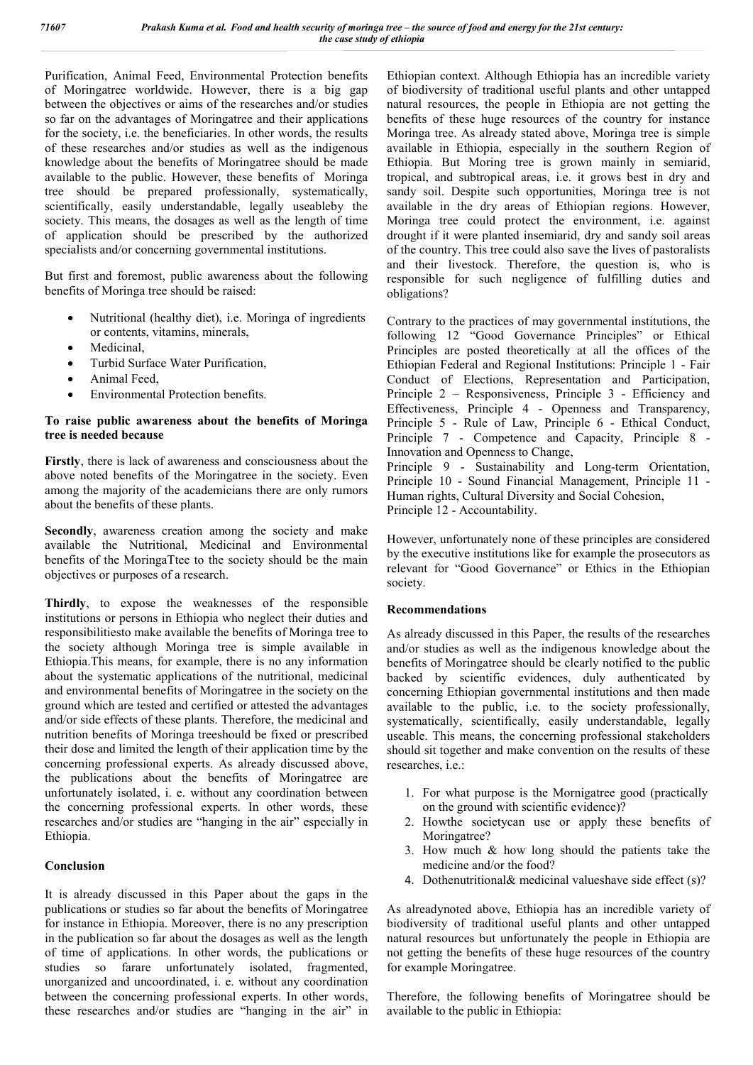Purification, Animal Feed, Environmental Protection benefits of Moringatree worldwide. However, there is a big gap between the objectives or aims of the researches and/or studies so far on the advantages of Moringatree and their applications for the society, i.e. the beneficiaries. In other words, the results of these researches and/or studies as well as the indigenous knowledge about the benefits of Moringatree should be made available to the public. However, these benefits of Moringa tree should be prepared professionally, systematically, scientifically, easily understandable, legally useableby the society. This means, the dosages as well as the length of time of application should be prescribed by the authorized specialists and/or concerning governmental institutions.

But first and foremost, public awareness about the following benefits of Moringa tree should be raised:

- Nutritional (healthy diet), i.e. Moringa of ingredients or contents, vitamins, minerals,
- Medicinal,
- Turbid Surface Water Purification,
- Animal Feed,
- Environmental Protection benefits.

**To raise public awareness about the benefits of Moringa tree is needed because**

**Firstly**, there is lack of awareness and consciousness about the above noted benefits of the Moringatree in the society. Even among the majority of the academicians there are only rumors about the benefits of these plants.

**Secondly**, awareness creation among the society and make available the Nutritional, Medicinal and Environmental benefits of the MoringaTtee to the society should be the main objectives or purposes of a research.

**Thirdly**, to expose the weaknesses of the responsible institutions or persons in Ethiopia who neglect their duties and responsibilitiesto make available the benefits of Moringa tree to the society although Moringa tree is simple available in Ethiopia.This means, for example, there is no any information about the systematic applications of the nutritional, medicinal and environmental benefits of Moringatree in the society on the ground which are tested and certified or attested the advantages and/or side effects of these plants. Therefore, the medicinal and nutrition benefits of Moringa treeshould be fixed or prescribed their dose and limited the length of their application time by the concerning professional experts. As already discussed above, the publications about the benefits of Moringatree are unfortunately isolated, i. e. without any coordination between the concerning professional experts. In other words, these researches and/or studies are "hanging in the air" especially in Ethiopia.

## Conclusion

It is already discussed in this Paper about the gaps in the publications or studies so far about the benefits of Moringatree for instance in Ethiopia. Moreover, there is no any prescription in the publication so far about the dosages as well as the length of time of applications. In other words, the publications or studies so farare unfortunately isolated, fragmented, unorganized and uncoordinated, i. e. without any coordination between the concerning professional experts. In other words, these researches and/or studies are "hanging in the air" in Ethiopian context. Although Ethiopia has an incredible variety of biodiversity of traditional useful plants and other untapped natural resources, the people in Ethiopia are not getting the benefits of these huge resources of the country for instance Moringa tree. As already stated above, Moringa tree is simple available in Ethiopia, especially in the southern Region of Ethiopia. But Moring tree is grown mainly in semiarid, tropical, and subtropical areas, i.e. it grows best in dry and sandy soil. Despite such opportunities, Moringa tree is not available in the dry areas of Ethiopian regions. However, Moringa tree could protect the environment, i.e. against drought if it were planted insemiarid, dry and sandy soil areas of the country. This tree could also save the lives of pastoralists and their livestock. Therefore, the question is, who is responsible for such negligence of fulfilling duties and obligations?

Contrary to the practices of may governmental institutions, the following 12 "Good Governance Principles" or Ethical Principles are posted theoretically at all the offices of the Ethiopian Federal and Regional Institutions: Principle 1 - Fair Conduct of Elections, Representation and Participation, Principle 2 – Responsiveness, Principle 3 - Efficiency and Effectiveness, Principle 4 - Openness and Transparency, Principle 5 - Rule of Law, Principle 6 - Ethical Conduct, Principle 7 - Competence and Capacity, Principle 8 - Innovation and Openness to Change,
Principle 9 - Sustainability and Long-term Orientation, Principle 10 - Sound Financial Management, Principle 11 - Human rights, Cultural Diversity and Social Cohesion,
Principle 12 - Accountability.

However, unfortunately none of these principles are considered by the executive institutions like for example the prosecutors as relevant for "Good Governance" or Ethics in the Ethiopian society.

## Recommendations

As already discussed in this Paper, the results of the researches and/or studies as well as the indigenous knowledge about the benefits of Moringatree should be clearly notified to the public backed by scientific evidences, duly authenticated by concerning Ethiopian governmental institutions and then made available to the public, i.e. to the society professionally, systematically, scientifically, easily understandable, legally useable. This means, the concerning professional stakeholders should sit together and make convention on the results of these researches, i.e.:

1. For what purpose is the Mornigatree good (practically on the ground with scientific evidence)?
2. Howthe societycan use or apply these benefits of Moringatree?
3. How much & how long should the patients take the medicine and/or the food?
4. Dothenutritional& medicinal valueshave side effect (s)?

As alreadynoted above, Ethiopia has an incredible variety of biodiversity of traditional useful plants and other untapped natural resources but unfortunately the people in Ethiopia are not getting the benefits of these huge resources of the country for example Moringatree.

Therefore, the following benefits of Moringatree should be available to the public in Ethiopia: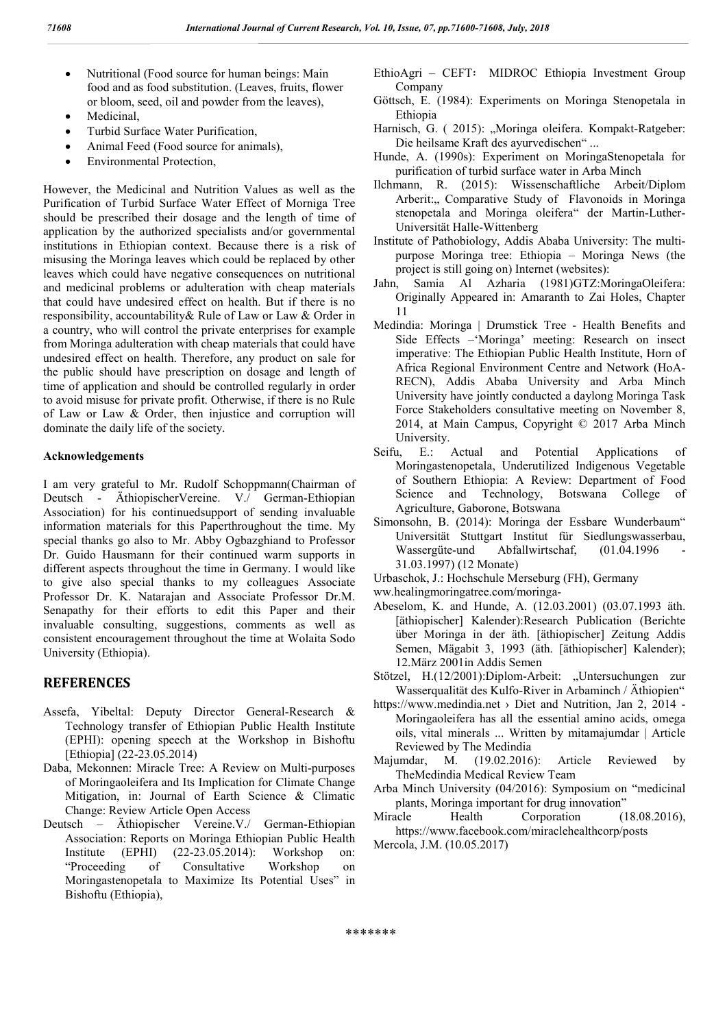- Nutritional (Food source for human beings: Main food and as food substitution. (Leaves, fruits, flower or bloom, seed, oil and powder from the leaves),
- Medicinal,
- Turbid Surface Water Purification,
- Animal Feed (Food source for animals),
- Environmental Protection,

However, the Medicinal and Nutrition Values as well as the Purification of Turbid Surface Water Effect of Morniga Tree should be prescribed their dosage and the length of time of application by the authorized specialists and/or governmental institutions in Ethiopian context. Because there is a risk of misusing the Moringa leaves which could be replaced by other leaves which could have negative consequences on nutritional and medicinal problems or adulteration with cheap materials that could have undesired effect on health. But if there is no responsibility, accountability& Rule of Law or Law & Order in a country, who will control the private enterprises for example from Moringa adulteration with cheap materials that could have undesired effect on health. Therefore, any product on sale for the public should have prescription on dosage and length of time of application and should be controlled regularly in order to avoid misuse for private profit. Otherwise, if there is no Rule of Law or Law & Order, then injustice and corruption will dominate the daily life of the society.

#### Acknowledgements

I am very grateful to Mr. Rudolf Schoppmann(Chairman of Deutsch - ÄthiopischerVereine. V./ German-Ethiopian Association) for his continuedsupport of sending invaluable information materials for this Paperthroughout the time. My special thanks go also to Mr. Abby Ogbazghiand to Professor Dr. Guido Hausmann for their continued warm supports in different aspects throughout the time in Germany. I would like to give also special thanks to my colleagues Associate Professor Dr. K. Natarajan and Associate Professor Dr.M. Senapathy for their efforts to edit this Paper and their invaluable consulting, suggestions, comments as well as consistent encouragement throughout the time at Wolaita Sodo University (Ethiopia).

## REFERENCES

Assefa, Yibeltal: Deputy Director General-Research & Technology transfer of Ethiopian Public Health Institute (EPHI): opening speech at the Workshop in Bishoftu [Ethiopia] (22-23.05.2014)

Daba, Mekonnen: Miracle Tree: A Review on Multi-purposes of Moringaoleifera and Its Implication for Climate Change Mitigation, in: Journal of Earth Science & Climatic Change: Review Article Open Access

Deutsch – Äthiopischer Vereine.V./ German-Ethiopian Association: Reports on Moringa Ethiopian Public Health Institute (EPHI) (22-23.05.2014): Workshop on: "Proceeding of Consultative Workshop on Moringastenopetala to Maximize Its Potential Uses" in Bishoftu (Ethiopia),

EthioAgri – CEFT： MIDROC Ethiopia Investment Group Company

Göttsch, E. (1984): Experiments on Moringa Stenopetala in Ethiopia

Harnisch, G. ( 2015): „Moringa oleifera. Kompakt-Ratgeber: Die heilsame Kraft des ayurvedischen" ...

Hunde, A. (1990s): Experiment on MoringaStenopetala for purification of turbid surface water in Arba Minch

Ilchmann, R. (2015): Wissenschaftliche Arbeit/Diplom Arberit:„ Comparative Study of Flavonoids in Moringa stenopetala and Moringa oleifera" der Martin-Luther-Universität Halle-Wittenberg

Institute of Pathobiology, Addis Ababa University: The multi-purpose Moringa tree: Ethiopia – Moringa News (the project is still going on) Internet (websites):

Jahn, Samia Al Azharia (1981)GTZ:MoringaOleifera: Originally Appeared in: Amaranth to Zai Holes, Chapter 11

Medindia: Moringa | Drumstick Tree - Health Benefits and Side Effects –'Moringa' meeting: Research on insect imperative: The Ethiopian Public Health Institute, Horn of Africa Regional Environment Centre and Network (HoA-RECN), Addis Ababa University and Arba Minch University have jointly conducted a daylong Moringa Task Force Stakeholders consultative meeting on November 8, 2014, at Main Campus, Copyright © 2017 Arba Minch University.

Seifu, E.: Actual and Potential Applications of Moringastenopetala, Underutilized Indigenous Vegetable of Southern Ethiopia: A Review: Department of Food Science and Technology, Botswana College of Agriculture, Gaborone, Botswana

Simonsohn, B. (2014): Moringa der Essbare Wunderbaum" Universität Stuttgart Institut für Siedlungswasserbau, Wassergüte-und Abfallwirtschaf, (01.04.1996 - 31.03.1997) (12 Monate)

Urbaschok, J.: Hochschule Merseburg (FH), Germany

ww.healingmoringatree.com/moringa-

Abeselom, K. and Hunde, A. (12.03.2001) (03.07.1993 äth. [äthiopischer] Kalender):Research Publication (Berichte über Moringa in der äth. [äthiopischer] Zeitung Addis Semen, Mägabit 3, 1993 (äth. [äthiopischer] Kalender); 12.März 2001in Addis Semen

Stötzel, H.(12/2001):Diplom-Arbeit: „Untersuchungen zur Wasserqualität des Kulfo-River in Arbaminch / Äthiopien"

https://www.medindia.net › Diet and Nutrition, Jan 2, 2014 - Moringaoleifera has all the essential amino acids, omega oils, vital minerals ... Written by mitamajumdar | Article Reviewed by The Medindia

Majumdar, M. (19.02.2016): Article Reviewed by TheMedindia Medical Review Team

Arba Minch University (04/2016): Symposium on "medicinal plants, Moringa important for drug innovation"

Miracle Health Corporation (18.08.2016), https://www.facebook.com/miraclehealthcorp/posts

Mercola, J.M. (10.05.2017)

\*\*\*\*\*\*\*